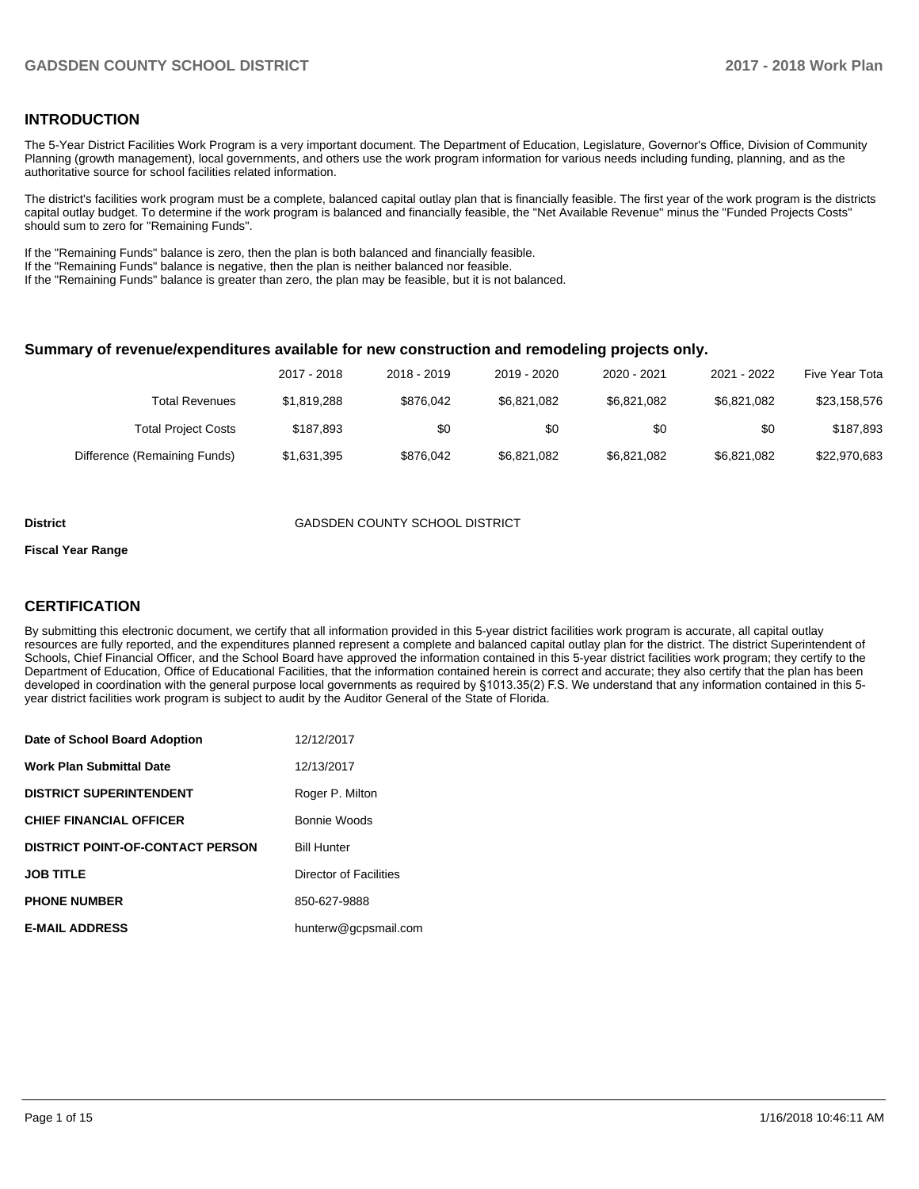## INTRODUCTION

The 5-Year District Facilities Work Program is a very important document. The Department of Education, Legislature, Governor's Office, Division of Community Planning (growth management), local governments, and others use the work program information for various needs including funding, planning, and as the authoritative source for school facilities related information.

The district's facilities work program must be a complete, balanced capital outlay plan that is financially feasible. The first year of the work program is the districts capital outlay budget. To determine if the work program is balanced and financially feasible, the "Net Available Revenue" minus the "Funded Projects Costs" should sum to zero for "Remaining Funds".

If the "Remaining Funds" balance is zero, then the plan is both balanced and financially feasible.
If the "Remaining Funds" balance is negative, then the plan is neither balanced nor feasible.
If the "Remaining Funds" balance is greater than zero, the plan may be feasible, but it is not balanced.

### Summary of revenue/expenditures available for new construction and remodeling projects only.

| | 2017 - 2018 | 2018 - 2019 | 2019 - 2020 | 2020 - 2021 | 2021 - 2022 | Five Year Tota |
|---|---|---|---|---|---|---|
| Total Revenues | $1,819,288 | $876,042 | $6,821,082 | $6,821,082 | $6,821,082 | $23,158,576 |
| Total Project Costs | $187,893 | $0 | $0 | $0 | $0 | $187,893 |
| Difference (Remaining Funds) | $1,631,395 | $876,042 | $6,821,082 | $6,821,082 | $6,821,082 | $22,970,683 |

**District** GADSDEN COUNTY SCHOOL DISTRICT

**Fiscal Year Range**

## CERTIFICATION

By submitting this electronic document, we certify that all information provided in this 5-year district facilities work program is accurate, all capital outlay resources are fully reported, and the expenditures planned represent a complete and balanced capital outlay plan for the district. The district Superintendent of Schools, Chief Financial Officer, and the School Board have approved the information contained in this 5-year district facilities work program; they certify to the Department of Education, Office of Educational Facilities, that the information contained herein is correct and accurate; they also certify that the plan has been developed in coordination with the general purpose local governments as required by §1013.35(2) F.S. We understand that any information contained in this 5-year district facilities work program is subject to audit by the Auditor General of the State of Florida.

| | |
|---|---|
| **Date of School Board Adoption** | 12/12/2017 |
| **Work Plan Submittal Date** | 12/13/2017 |
| **DISTRICT SUPERINTENDENT** | Roger P. Milton |
| **CHIEF FINANCIAL OFFICER** | Bonnie Woods |
| **DISTRICT POINT-OF-CONTACT PERSON** | Bill Hunter |
| **JOB TITLE** | Director of Facilities |
| **PHONE NUMBER** | 850-627-9888 |
| **E-MAIL ADDRESS** | hunterw@gcpsmail.com |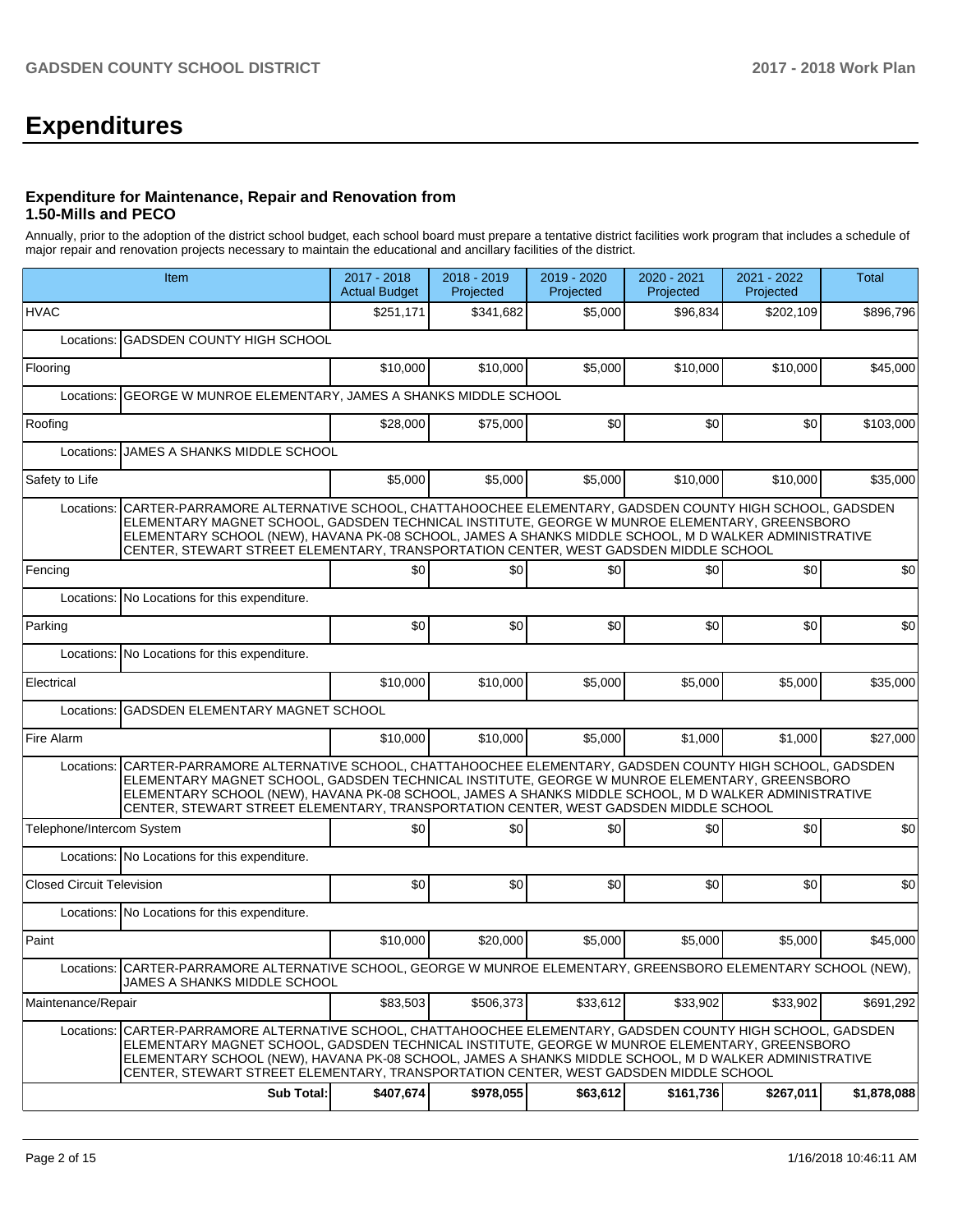# Expenditures

### Expenditure for Maintenance, Repair and Renovation from 1.50-Mills and PECO

Annually, prior to the adoption of the district school budget, each school board must prepare a tentative district facilities work program that includes a schedule of major repair and renovation projects necessary to maintain the educational and ancillary facilities of the district.

| Item | | 2017 - 2018 Actual Budget | 2018 - 2019 Projected | 2019 - 2020 Projected | 2020 - 2021 Projected | 2021 - 2022 Projected | Total |
|---|---|---|---|---|---|---|---|
| HVAC | | $251,171 | $341,682 | $5,000 | $96,834 | $202,109 | $896,796 |
| Locations: | GADSDEN COUNTY HIGH SCHOOL | | | | | | |
| Flooring | | $10,000 | $10,000 | $5,000 | $10,000 | $10,000 | $45,000 |
| Locations: | GEORGE W MUNROE ELEMENTARY, JAMES A SHANKS MIDDLE SCHOOL | | | | | | |
| Roofing | | $28,000 | $75,000 | $0 | $0 | $0 | $103,000 |
| Locations: | JAMES A SHANKS MIDDLE SCHOOL | | | | | | |
| Safety to Life | | $5,000 | $5,000 | $5,000 | $10,000 | $10,000 | $35,000 |
| Locations: | CARTER-PARRAMORE ALTERNATIVE SCHOOL, CHATTAHOOCHEE ELEMENTARY, GADSDEN COUNTY HIGH SCHOOL, GADSDEN ELEMENTARY MAGNET SCHOOL, GADSDEN TECHNICAL INSTITUTE, GEORGE W MUNROE ELEMENTARY, GREENSBORO ELEMENTARY SCHOOL (NEW), HAVANA PK-08 SCHOOL, JAMES A SHANKS MIDDLE SCHOOL, M D WALKER ADMINISTRATIVE CENTER, STEWART STREET ELEMENTARY, TRANSPORTATION CENTER, WEST GADSDEN MIDDLE SCHOOL | | | | | | |
| Fencing | | $0 | $0 | $0 | $0 | $0 | $0 |
| Locations: | No Locations for this expenditure. | | | | | | |
| Parking | | $0 | $0 | $0 | $0 | $0 | $0 |
| Locations: | No Locations for this expenditure. | | | | | | |
| Electrical | | $10,000 | $10,000 | $5,000 | $5,000 | $5,000 | $35,000 |
| Locations: | GADSDEN ELEMENTARY MAGNET SCHOOL | | | | | | |
| Fire Alarm | | $10,000 | $10,000 | $5,000 | $1,000 | $1,000 | $27,000 |
| Locations: | CARTER-PARRAMORE ALTERNATIVE SCHOOL, CHATTAHOOCHEE ELEMENTARY, GADSDEN COUNTY HIGH SCHOOL, GADSDEN ELEMENTARY MAGNET SCHOOL, GADSDEN TECHNICAL INSTITUTE, GEORGE W MUNROE ELEMENTARY, GREENSBORO ELEMENTARY SCHOOL (NEW), HAVANA PK-08 SCHOOL, JAMES A SHANKS MIDDLE SCHOOL, M D WALKER ADMINISTRATIVE CENTER, STEWART STREET ELEMENTARY, TRANSPORTATION CENTER, WEST GADSDEN MIDDLE SCHOOL | | | | | | |
| Telephone/Intercom System | | $0 | $0 | $0 | $0 | $0 | $0 |
| Locations: | No Locations for this expenditure. | | | | | | |
| Closed Circuit Television | | $0 | $0 | $0 | $0 | $0 | $0 |
| Locations: | No Locations for this expenditure. | | | | | | |
| Paint | | $10,000 | $20,000 | $5,000 | $5,000 | $5,000 | $45,000 |
| Locations: | CARTER-PARRAMORE ALTERNATIVE SCHOOL, GEORGE W MUNROE ELEMENTARY, GREENSBORO ELEMENTARY SCHOOL (NEW), JAMES A SHANKS MIDDLE SCHOOL | | | | | | |
| Maintenance/Repair | | $83,503 | $506,373 | $33,612 | $33,902 | $33,902 | $691,292 |
| Locations: | CARTER-PARRAMORE ALTERNATIVE SCHOOL, CHATTAHOOCHEE ELEMENTARY, GADSDEN COUNTY HIGH SCHOOL, GADSDEN ELEMENTARY MAGNET SCHOOL, GADSDEN TECHNICAL INSTITUTE, GEORGE W MUNROE ELEMENTARY, GREENSBORO ELEMENTARY SCHOOL (NEW), HAVANA PK-08 SCHOOL, JAMES A SHANKS MIDDLE SCHOOL, M D WALKER ADMINISTRATIVE CENTER, STEWART STREET ELEMENTARY, TRANSPORTATION CENTER, WEST GADSDEN MIDDLE SCHOOL | | | | | | |
| | **Sub Total:** | **$407,674** | **$978,055** | **$63,612** | **$161,736** | **$267,011** | **$1,878,088** |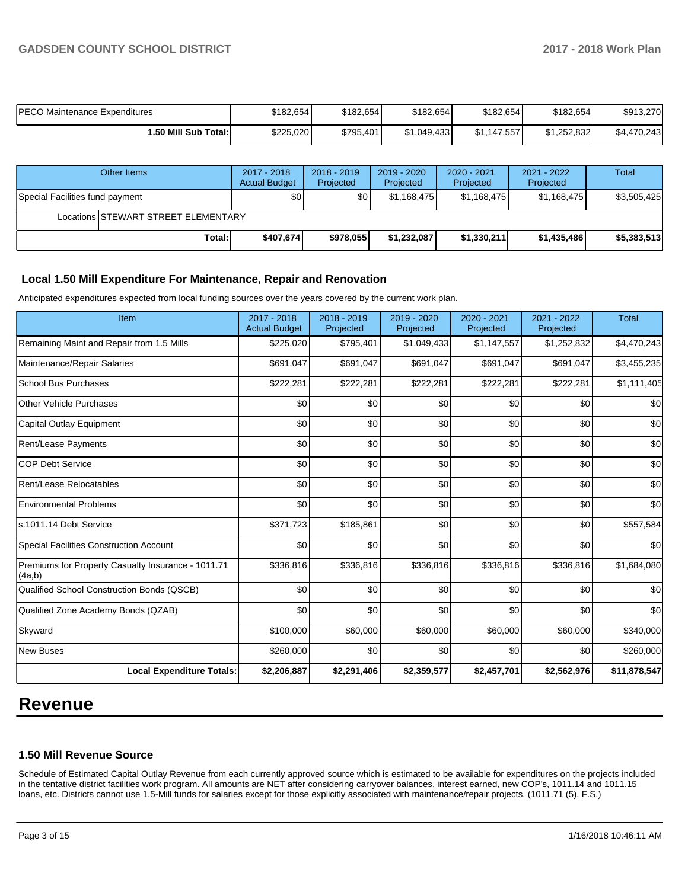| PECO Maintenance Expenditures | $182,654 | $182,654 | $182,654 | $182,654 | $182,654 | $913,270 |
|---|---|---|---|---|---|---|
| **1.50 Mill Sub Total:** | $225,020 | $795,401 | $1,049,433 | $1,147,557 | $1,252,832 | $4,470,243 |

| Other Items | | 2017 - 2018 Actual Budget | 2018 - 2019 Projected | 2019 - 2020 Projected | 2020 - 2021 Projected | 2021 - 2022 Projected | Total |
|---|---|---|---|---|---|---|---|
| Special Facilities fund payment | | $0 | $0 | $1,168,475 | $1,168,475 | $1,168,475 | $3,505,425 |
| Locations | STEWART STREET ELEMENTARY | | | | | | |
| | **Total:** | **$407,674** | **$978,055** | **$1,232,087** | **$1,330,211** | **$1,435,486** | **$5,383,513** |

### Local 1.50 Mill Expenditure For Maintenance, Repair and Renovation

Anticipated expenditures expected from local funding sources over the years covered by the current work plan.

| Item | 2017 - 2018 Actual Budget | 2018 - 2019 Projected | 2019 - 2020 Projected | 2020 - 2021 Projected | 2021 - 2022 Projected | Total |
|---|---|---|---|---|---|---|
| Remaining Maint and Repair from 1.5 Mills | $225,020 | $795,401 | $1,049,433 | $1,147,557 | $1,252,832 | $4,470,243 |
| Maintenance/Repair Salaries | $691,047 | $691,047 | $691,047 | $691,047 | $691,047 | $3,455,235 |
| School Bus Purchases | $222,281 | $222,281 | $222,281 | $222,281 | $222,281 | $1,111,405 |
| Other Vehicle Purchases | $0 | $0 | $0 | $0 | $0 | $0 |
| Capital Outlay Equipment | $0 | $0 | $0 | $0 | $0 | $0 |
| Rent/Lease Payments | $0 | $0 | $0 | $0 | $0 | $0 |
| COP Debt Service | $0 | $0 | $0 | $0 | $0 | $0 |
| Rent/Lease Relocatables | $0 | $0 | $0 | $0 | $0 | $0 |
| Environmental Problems | $0 | $0 | $0 | $0 | $0 | $0 |
| s.1011.14 Debt Service | $371,723 | $185,861 | $0 | $0 | $0 | $557,584 |
| Special Facilities Construction Account | $0 | $0 | $0 | $0 | $0 | $0 |
| Premiums for Property Casualty Insurance - 1011.71 (4a,b) | $336,816 | $336,816 | $336,816 | $336,816 | $336,816 | $1,684,080 |
| Qualified School Construction Bonds (QSCB) | $0 | $0 | $0 | $0 | $0 | $0 |
| Qualified Zone Academy Bonds (QZAB) | $0 | $0 | $0 | $0 | $0 | $0 |
| Skyward | $100,000 | $60,000 | $60,000 | $60,000 | $60,000 | $340,000 |
| New Buses | $260,000 | $0 | $0 | $0 | $0 | $260,000 |
| **Local Expenditure Totals:** | **$2,206,887** | **$2,291,406** | **$2,359,577** | **$2,457,701** | **$2,562,976** | **$11,878,547** |

# Revenue

### 1.50 Mill Revenue Source

Schedule of Estimated Capital Outlay Revenue from each currently approved source which is estimated to be available for expenditures on the projects included in the tentative district facilities work program. All amounts are NET after considering carryover balances, interest earned, new COP's, 1011.14 and 1011.15 loans, etc. Districts cannot use 1.5-Mill funds for salaries except for those explicitly associated with maintenance/repair projects. (1011.71 (5), F.S.)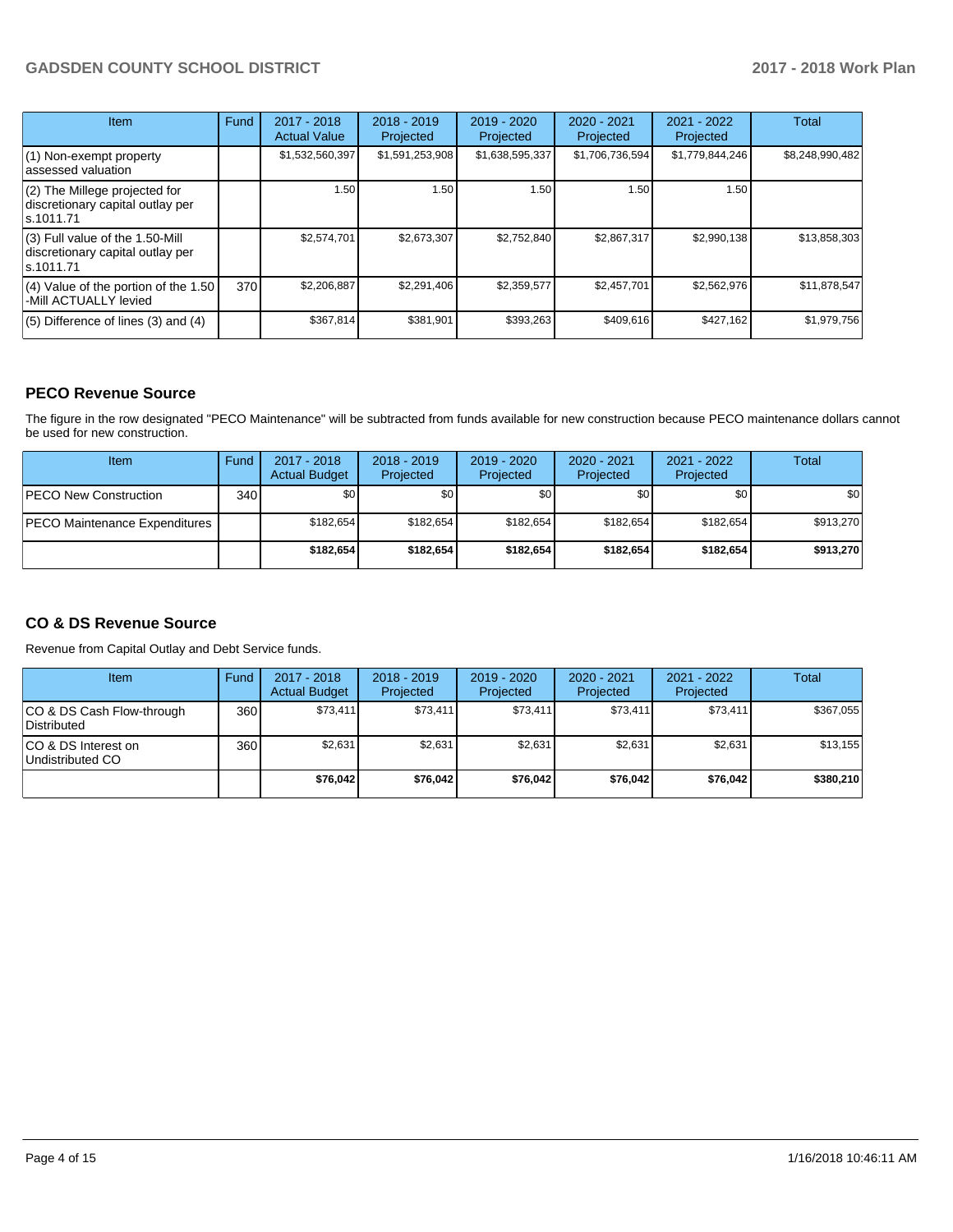| Item | Fund | 2017 - 2018 Actual Value | 2018 - 2019 Projected | 2019 - 2020 Projected | 2020 - 2021 Projected | 2021 - 2022 Projected | Total |
|---|---|---|---|---|---|---|---|
| (1) Non-exempt property assessed valuation | | $1,532,560,397 | $1,591,253,908 | $1,638,595,337 | $1,706,736,594 | $1,779,844,246 | $8,248,990,482 |
| (2) The Millege projected for discretionary capital outlay per s.1011.71 | | 1.50 | 1.50 | 1.50 | 1.50 | 1.50 | |
| (3) Full value of the 1.50-Mill discretionary capital outlay per s.1011.71 | | $2,574,701 | $2,673,307 | $2,752,840 | $2,867,317 | $2,990,138 | $13,858,303 |
| (4) Value of the portion of the 1.50 -Mill ACTUALLY levied | 370 | $2,206,887 | $2,291,406 | $2,359,577 | $2,457,701 | $2,562,976 | $11,878,547 |
| (5) Difference of lines (3) and (4) | | $367,814 | $381,901 | $393,263 | $409,616 | $427,162 | $1,979,756 |

## PECO Revenue Source

The figure in the row designated "PECO Maintenance" will be subtracted from funds available for new construction because PECO maintenance dollars cannot be used for new construction.

| Item | Fund | 2017 - 2018 Actual Budget | 2018 - 2019 Projected | 2019 - 2020 Projected | 2020 - 2021 Projected | 2021 - 2022 Projected | Total |
|---|---|---|---|---|---|---|---|
| PECO New Construction | 340 | $0 | $0 | $0 | $0 | $0 | $0 |
| PECO Maintenance Expenditures | | $182,654 | $182,654 | $182,654 | $182,654 | $182,654 | $913,270 |
| | | **$182,654** | **$182,654** | **$182,654** | **$182,654** | **$182,654** | **$913,270** |

## CO & DS Revenue Source

Revenue from Capital Outlay and Debt Service funds.

| Item | Fund | 2017 - 2018 Actual Budget | 2018 - 2019 Projected | 2019 - 2020 Projected | 2020 - 2021 Projected | 2021 - 2022 Projected | Total |
|---|---|---|---|---|---|---|---|
| CO & DS Cash Flow-through Distributed | 360 | $73,411 | $73,411 | $73,411 | $73,411 | $73,411 | $367,055 |
| CO & DS Interest on Undistributed CO | 360 | $2,631 | $2,631 | $2,631 | $2,631 | $2,631 | $13,155 |
| | | **$76,042** | **$76,042** | **$76,042** | **$76,042** | **$76,042** | **$380,210** |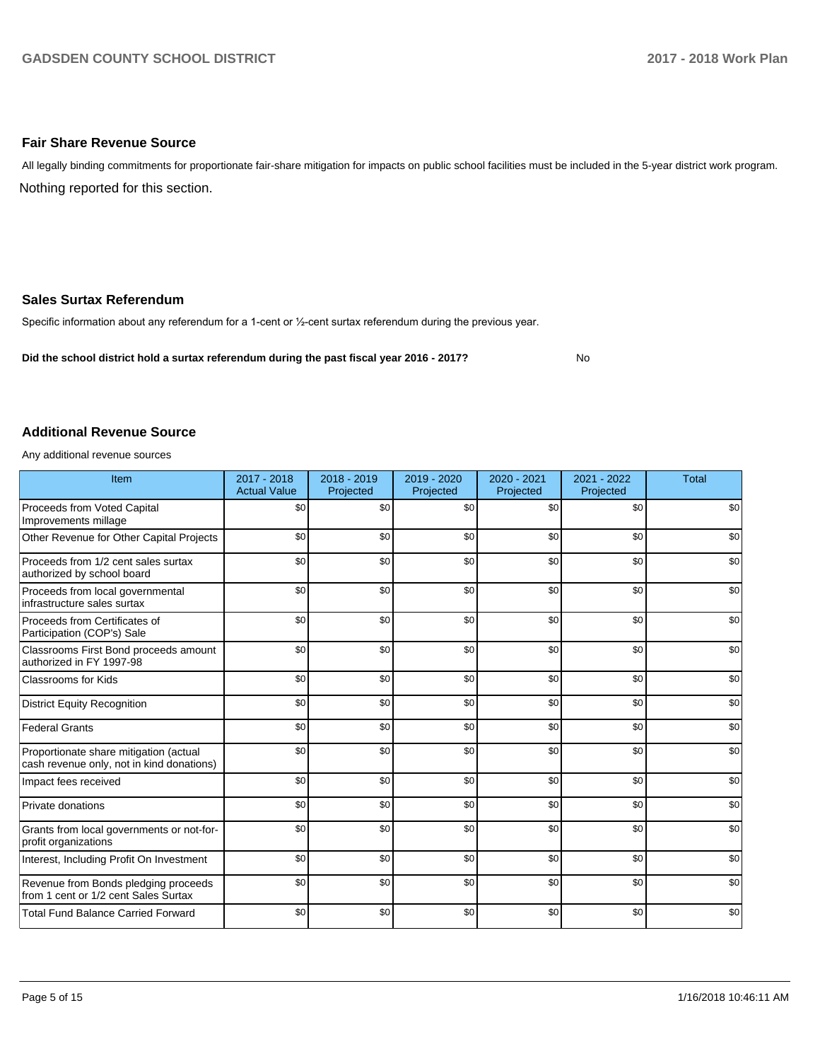## Fair Share Revenue Source

All legally binding commitments for proportionate fair-share mitigation for impacts on public school facilities must be included in the 5-year district work program.

Nothing reported for this section.

## Sales Surtax Referendum

Specific information about any referendum for a 1-cent or ½-cent surtax referendum during the previous year.

**Did the school district hold a surtax referendum during the past fiscal year 2016 - 2017?** No

## Additional Revenue Source

Any additional revenue sources

| Item | 2017 - 2018 Actual Value | 2018 - 2019 Projected | 2019 - 2020 Projected | 2020 - 2021 Projected | 2021 - 2022 Projected | Total |
|---|---|---|---|---|---|---|
| Proceeds from Voted Capital Improvements millage | $0 | $0 | $0 | $0 | $0 | $0 |
| Other Revenue for Other Capital Projects | $0 | $0 | $0 | $0 | $0 | $0 |
| Proceeds from 1/2 cent sales surtax authorized by school board | $0 | $0 | $0 | $0 | $0 | $0 |
| Proceeds from local governmental infrastructure sales surtax | $0 | $0 | $0 | $0 | $0 | $0 |
| Proceeds from Certificates of Participation (COP's) Sale | $0 | $0 | $0 | $0 | $0 | $0 |
| Classrooms First Bond proceeds amount authorized in FY 1997-98 | $0 | $0 | $0 | $0 | $0 | $0 |
| Classrooms for Kids | $0 | $0 | $0 | $0 | $0 | $0 |
| District Equity Recognition | $0 | $0 | $0 | $0 | $0 | $0 |
| Federal Grants | $0 | $0 | $0 | $0 | $0 | $0 |
| Proportionate share mitigation (actual cash revenue only, not in kind donations) | $0 | $0 | $0 | $0 | $0 | $0 |
| Impact fees received | $0 | $0 | $0 | $0 | $0 | $0 |
| Private donations | $0 | $0 | $0 | $0 | $0 | $0 |
| Grants from local governments or not-for-profit organizations | $0 | $0 | $0 | $0 | $0 | $0 |
| Interest, Including Profit On Investment | $0 | $0 | $0 | $0 | $0 | $0 |
| Revenue from Bonds pledging proceeds from 1 cent or 1/2 cent Sales Surtax | $0 | $0 | $0 | $0 | $0 | $0 |
| Total Fund Balance Carried Forward | $0 | $0 | $0 | $0 | $0 | $0 |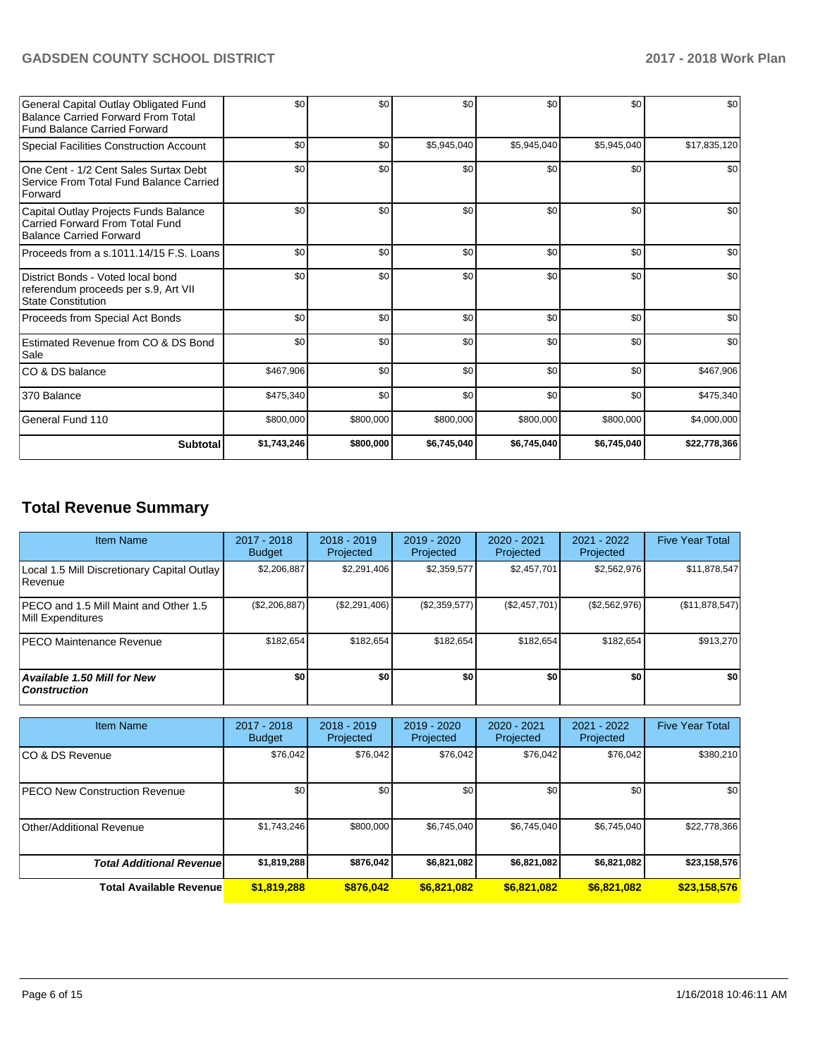| | | | | | | |
|---|---|---|---|---|---|---|
| General Capital Outlay Obligated Fund Balance Carried Forward From Total Fund Balance Carried Forward | $0 | $0 | $0 | $0 | $0 | $0 |
| Special Facilities Construction Account | $0 | $0 | $5,945,040 | $5,945,040 | $5,945,040 | $17,835,120 |
| One Cent - 1/2 Cent Sales Surtax Debt Service From Total Fund Balance Carried Forward | $0 | $0 | $0 | $0 | $0 | $0 |
| Capital Outlay Projects Funds Balance Carried Forward From Total Fund Balance Carried Forward | $0 | $0 | $0 | $0 | $0 | $0 |
| Proceeds from a s.1011.14/15 F.S. Loans | $0 | $0 | $0 | $0 | $0 | $0 |
| District Bonds - Voted local bond referendum proceeds per s.9, Art VII State Constitution | $0 | $0 | $0 | $0 | $0 | $0 |
| Proceeds from Special Act Bonds | $0 | $0 | $0 | $0 | $0 | $0 |
| Estimated Revenue from CO & DS Bond Sale | $0 | $0 | $0 | $0 | $0 | $0 |
| CO & DS balance | $467,906 | $0 | $0 | $0 | $0 | $467,906 |
| 370 Balance | $475,340 | $0 | $0 | $0 | $0 | $475,340 |
| General Fund 110 | $800,000 | $800,000 | $800,000 | $800,000 | $800,000 | $4,000,000 |
| **Subtotal** | **$1,743,246** | **$800,000** | **$6,745,040** | **$6,745,040** | **$6,745,040** | **$22,778,366** |

## Total Revenue Summary

| Item Name | 2017 - 2018 Budget | 2018 - 2019 Projected | 2019 - 2020 Projected | 2020 - 2021 Projected | 2021 - 2022 Projected | Five Year Total |
|---|---|---|---|---|---|---|
| Local 1.5 Mill Discretionary Capital Outlay Revenue | $2,206,887 | $2,291,406 | $2,359,577 | $2,457,701 | $2,562,976 | $11,878,547 |
| PECO and 1.5 Mill Maint and Other 1.5 Mill Expenditures | ($2,206,887) | ($2,291,406) | ($2,359,577) | ($2,457,701) | ($2,562,976) | ($11,878,547) |
| PECO Maintenance Revenue | $182,654 | $182,654 | $182,654 | $182,654 | $182,654 | $913,270 |
| ***Available 1.50 Mill for New Construction*** | **$0** | **$0** | **$0** | **$0** | **$0** | **$0** |

| Item Name | 2017 - 2018 Budget | 2018 - 2019 Projected | 2019 - 2020 Projected | 2020 - 2021 Projected | 2021 - 2022 Projected | Five Year Total |
|---|---|---|---|---|---|---|
| CO & DS Revenue | $76,042 | $76,042 | $76,042 | $76,042 | $76,042 | $380,210 |
| PECO New Construction Revenue | $0 | $0 | $0 | $0 | $0 | $0 |
| Other/Additional Revenue | $1,743,246 | $800,000 | $6,745,040 | $6,745,040 | $6,745,040 | $22,778,366 |
| ***Total Additional Revenue*** | **$1,819,288** | **$876,042** | **$6,821,082** | **$6,821,082** | **$6,821,082** | **$23,158,576** |
| **Total Available Revenue** | **$1,819,288** | **$876,042** | **$6,821,082** | **$6,821,082** | **$6,821,082** | **$23,158,576** |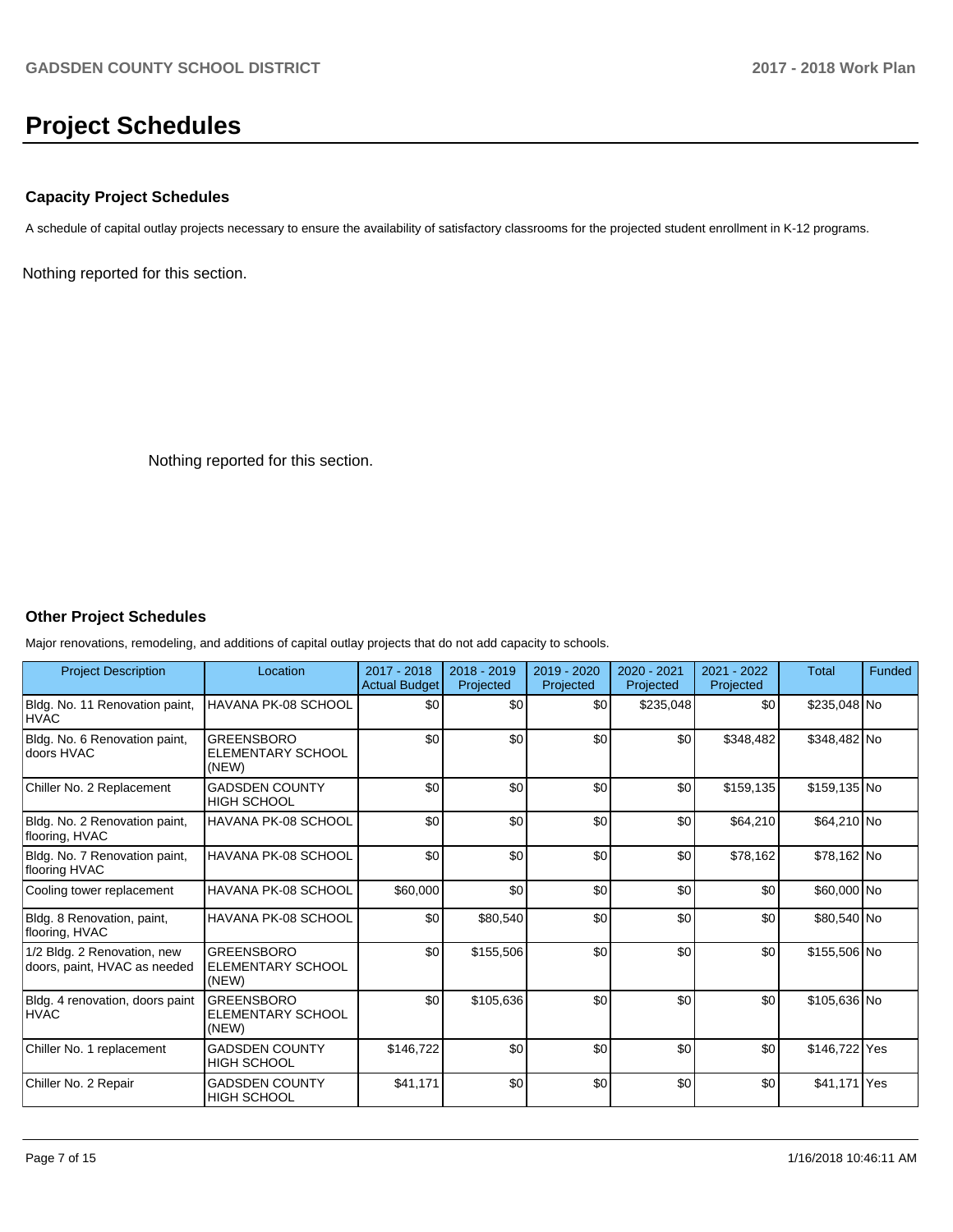# Project Schedules

### Capacity Project Schedules

A schedule of capital outlay projects necessary to ensure the availability of satisfactory classrooms for the projected student enrollment in K-12 programs.

Nothing reported for this section.

Nothing reported for this section.

### Other Project Schedules

Major renovations, remodeling, and additions of capital outlay projects that do not add capacity to schools.

| Project Description | Location | 2017 - 2018 Actual Budget | 2018 - 2019 Projected | 2019 - 2020 Projected | 2020 - 2021 Projected | 2021 - 2022 Projected | Total | Funded |
|---|---|---|---|---|---|---|---|---|
| Bldg. No. 11 Renovation paint, HVAC | HAVANA PK-08 SCHOOL | $0 | $0 | $0 | $235,048 | $0 | $235,048 | No |
| Bldg. No. 6 Renovation paint, doors HVAC | GREENSBORO ELEMENTARY SCHOOL (NEW) | $0 | $0 | $0 | $0 | $348,482 | $348,482 | No |
| Chiller No. 2 Replacement | GADSDEN COUNTY HIGH SCHOOL | $0 | $0 | $0 | $0 | $159,135 | $159,135 | No |
| Bldg. No. 2 Renovation paint, flooring, HVAC | HAVANA PK-08 SCHOOL | $0 | $0 | $0 | $0 | $64,210 | $64,210 | No |
| Bldg. No. 7 Renovation paint, flooring HVAC | HAVANA PK-08 SCHOOL | $0 | $0 | $0 | $0 | $78,162 | $78,162 | No |
| Cooling tower replacement | HAVANA PK-08 SCHOOL | $60,000 | $0 | $0 | $0 | $0 | $60,000 | No |
| Bldg. 8 Renovation, paint, flooring, HVAC | HAVANA PK-08 SCHOOL | $0 | $80,540 | $0 | $0 | $0 | $80,540 | No |
| 1/2 Bldg. 2 Renovation, new doors, paint, HVAC as needed | GREENSBORO ELEMENTARY SCHOOL (NEW) | $0 | $155,506 | $0 | $0 | $0 | $155,506 | No |
| Bldg. 4 renovation, doors paint HVAC | GREENSBORO ELEMENTARY SCHOOL (NEW) | $0 | $105,636 | $0 | $0 | $0 | $105,636 | No |
| Chiller No. 1 replacement | GADSDEN COUNTY HIGH SCHOOL | $146,722 | $0 | $0 | $0 | $0 | $146,722 | Yes |
| Chiller No. 2 Repair | GADSDEN COUNTY HIGH SCHOOL | $41,171 | $0 | $0 | $0 | $0 | $41,171 | Yes |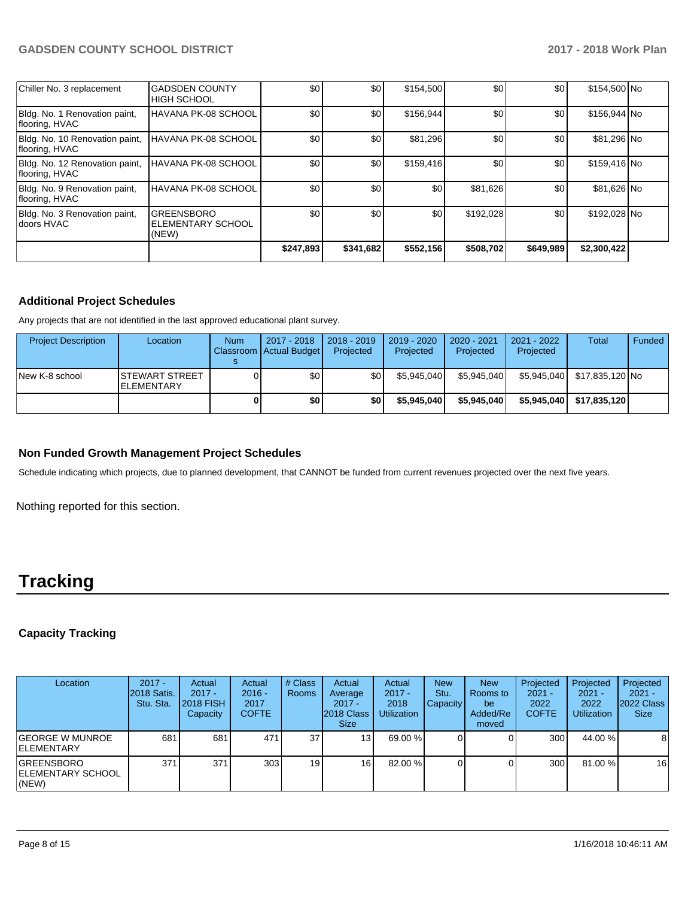| | | | | | | | | |
|---|---|---|---|---|---|---|---|---|
| Chiller No. 3 replacement | GADSDEN COUNTY HIGH SCHOOL | $0 | $0 | $154,500 | $0 | $0 | $154,500 | No |
| Bldg. No. 1 Renovation paint, flooring, HVAC | HAVANA PK-08 SCHOOL | $0 | $0 | $156,944 | $0 | $0 | $156,944 | No |
| Bldg. No. 10 Renovation paint, flooring, HVAC | HAVANA PK-08 SCHOOL | $0 | $0 | $81,296 | $0 | $0 | $81,296 | No |
| Bldg. No. 12 Renovation paint, flooring, HVAC | HAVANA PK-08 SCHOOL | $0 | $0 | $159,416 | $0 | $0 | $159,416 | No |
| Bldg. No. 9 Renovation paint, flooring, HVAC | HAVANA PK-08 SCHOOL | $0 | $0 | $0 | $81,626 | $0 | $81,626 | No |
| Bldg. No. 3 Renovation paint, doors HVAC | GREENSBORO ELEMENTARY SCHOOL (NEW) | $0 | $0 | $0 | $192,028 | $0 | $192,028 | No |
| | | **$247,893** | **$341,682** | **$552,156** | **$508,702** | **$649,989** | **$2,300,422** | |

### Additional Project Schedules

Any projects that are not identified in the last approved educational plant survey.

| Project Description | Location | Num Classrooms | 2017 - 2018 Actual Budget | 2018 - 2019 Projected | 2019 - 2020 Projected | 2020 - 2021 Projected | 2021 - 2022 Projected | Total | Funded |
|---|---|---|---|---|---|---|---|---|---|
| New K-8 school | STEWART STREET ELEMENTARY | 0 | $0 | $0 | $5,945,040 | $5,945,040 | $5,945,040 | $17,835,120 | No |
| | | **0** | **$0** | **$0** | **$5,945,040** | **$5,945,040** | **$5,945,040** | **$17,835,120** | |

### Non Funded Growth Management Project Schedules

Schedule indicating which projects, due to planned development, that CANNOT be funded from current revenues projected over the next five years.

Nothing reported for this section.

# Tracking

### Capacity Tracking

| Location | 2017 - 2018 Satis. Stu. Sta. | Actual 2017 - 2018 FISH Capacity | Actual 2016 - 2017 COFTE | # Class Rooms | Actual Average 2017 - 2018 Class Size | Actual 2017 - 2018 Utilization | New Stu. Capacity | New Rooms to be Added/Removed | Projected 2021 - 2022 COFTE | Projected 2021 - 2022 Utilization | Projected 2021 - 2022 Class Size |
|---|---|---|---|---|---|---|---|---|---|---|---|
| GEORGE W MUNROE ELEMENTARY | 681 | 681 | 471 | 37 | 13 | 69.00 % | 0 | 0 | 300 | 44.00 % | 8 |
| GREENSBORO ELEMENTARY SCHOOL (NEW) | 371 | 371 | 303 | 19 | 16 | 82.00 % | 0 | 0 | 300 | 81.00 % | 16 |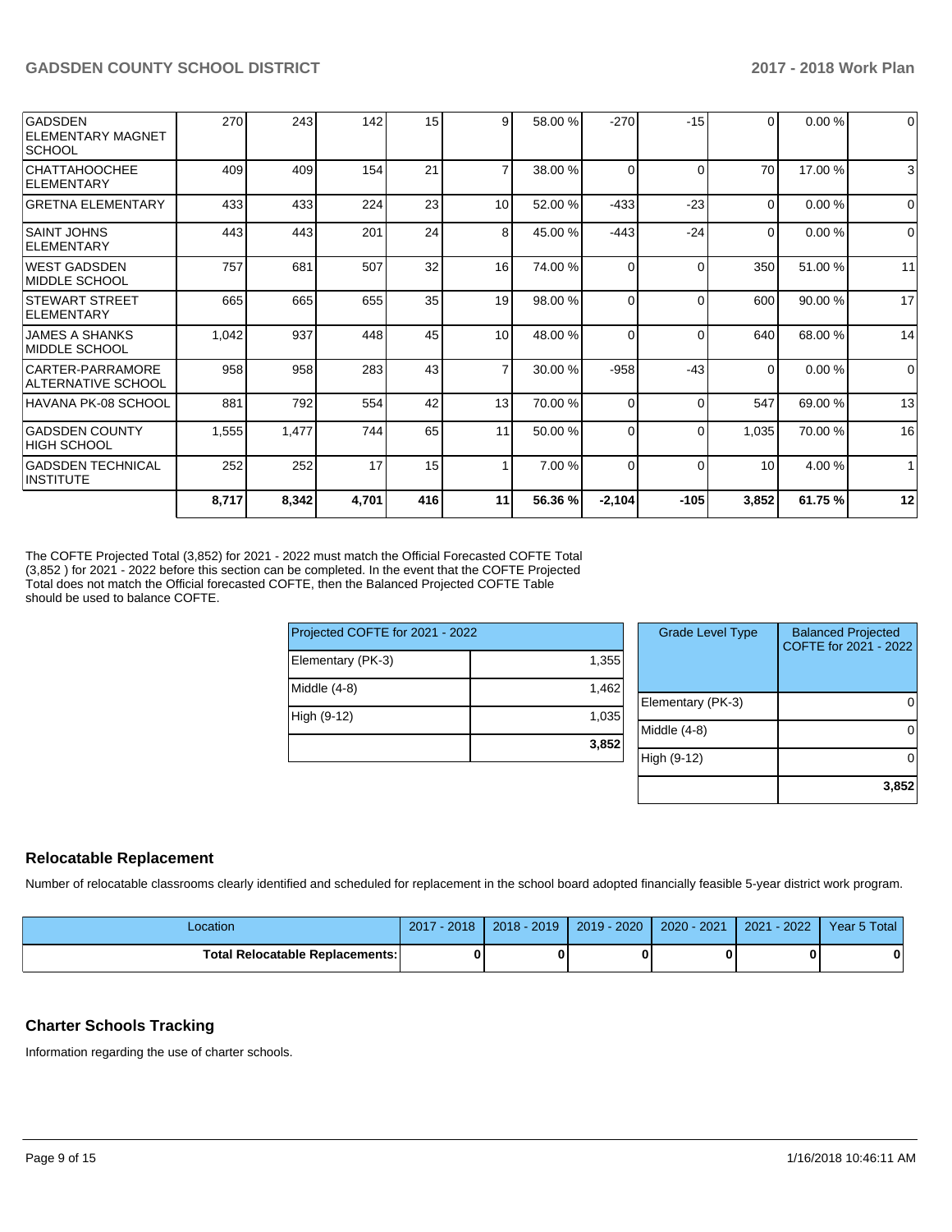| | | | | | | | | | | | |
|---|---|---|---|---|---|---|---|---|---|---|---|
| GADSDEN ELEMENTARY MAGNET SCHOOL | 270 | 243 | 142 | 15 | 9 | 58.00 % | -270 | -15 | 0 | 0.00 % | 0 |
| CHATTAHOOCHEE ELEMENTARY | 409 | 409 | 154 | 21 | 7 | 38.00 % | 0 | 0 | 70 | 17.00 % | 3 |
| GRETNA ELEMENTARY | 433 | 433 | 224 | 23 | 10 | 52.00 % | -433 | -23 | 0 | 0.00 % | 0 |
| SAINT JOHNS ELEMENTARY | 443 | 443 | 201 | 24 | 8 | 45.00 % | -443 | -24 | 0 | 0.00 % | 0 |
| WEST GADSDEN MIDDLE SCHOOL | 757 | 681 | 507 | 32 | 16 | 74.00 % | 0 | 0 | 350 | 51.00 % | 11 |
| STEWART STREET ELEMENTARY | 665 | 665 | 655 | 35 | 19 | 98.00 % | 0 | 0 | 600 | 90.00 % | 17 |
| JAMES A SHANKS MIDDLE SCHOOL | 1,042 | 937 | 448 | 45 | 10 | 48.00 % | 0 | 0 | 640 | 68.00 % | 14 |
| CARTER-PARRAMORE ALTERNATIVE SCHOOL | 958 | 958 | 283 | 43 | 7 | 30.00 % | -958 | -43 | 0 | 0.00 % | 0 |
| HAVANA PK-08 SCHOOL | 881 | 792 | 554 | 42 | 13 | 70.00 % | 0 | 0 | 547 | 69.00 % | 13 |
| GADSDEN COUNTY HIGH SCHOOL | 1,555 | 1,477 | 744 | 65 | 11 | 50.00 % | 0 | 0 | 1,035 | 70.00 % | 16 |
| GADSDEN TECHNICAL INSTITUTE | 252 | 252 | 17 | 15 | 1 | 7.00 % | 0 | 0 | 10 | 4.00 % | 1 |
| | **8,717** | **8,342** | **4,701** | **416** | **11** | **56.36 %** | **-2,104** | **-105** | **3,852** | **61.75 %** | **12** |

The COFTE Projected Total (3,852) for 2021 - 2022 must match the Official Forecasted COFTE Total (3,852 ) for 2021 - 2022 before this section can be completed. In the event that the COFTE Projected Total does not match the Official forecasted COFTE, then the Balanced Projected COFTE Table should be used to balance COFTE.

| Projected COFTE for 2021 - 2022 | |
|---|---|
| Elementary (PK-3) | 1,355 |
| Middle (4-8) | 1,462 |
| High (9-12) | 1,035 |
| | **3,852** |

| Grade Level Type | Balanced Projected COFTE for 2021 - 2022 |
|---|---|
| Elementary (PK-3) | 0 |
| Middle (4-8) | 0 |
| High (9-12) | 0 |
| | **3,852** |

## Relocatable Replacement

Number of relocatable classrooms clearly identified and scheduled for replacement in the school board adopted financially feasible 5-year district work program.

| Location | 2017 - 2018 | 2018 - 2019 | 2019 - 2020 | 2020 - 2021 | 2021 - 2022 | Year 5 Total |
|---|---|---|---|---|---|---|
| **Total Relocatable Replacements:** | **0** | **0** | **0** | **0** | **0** | **0** |

## Charter Schools Tracking

Information regarding the use of charter schools.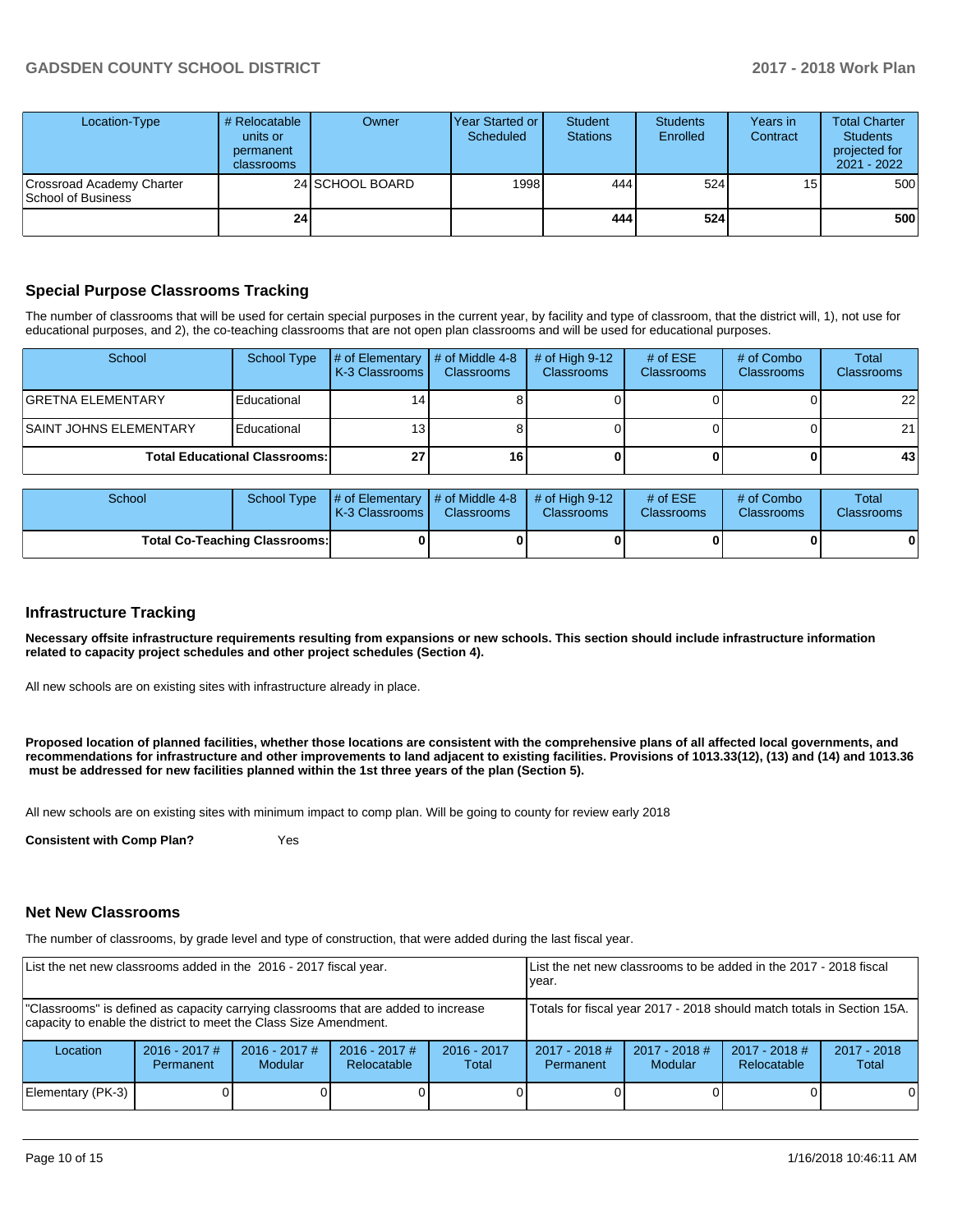| Location-Type | # Relocatable units or permanent classrooms | Owner | Year Started or Scheduled | Student Stations | Students Enrolled | Years in Contract | Total Charter Students projected for 2021 - 2022 |
|---|---|---|---|---|---|---|---|
| Crossroad Academy Charter School of Business | 24 | SCHOOL BOARD | 1998 | 444 | 524 | 15 | 500 |
| | **24** | | | **444** | **524** | | **500** |

## Special Purpose Classrooms Tracking

The number of classrooms that will be used for certain special purposes in the current year, by facility and type of classroom, that the district will, 1), not use for educational purposes, and 2), the co-teaching classrooms that are not open plan classrooms and will be used for educational purposes.

| School | School Type | # of Elementary K-3 Classrooms | # of Middle 4-8 Classrooms | # of High 9-12 Classrooms | # of ESE Classrooms | # of Combo Classrooms | Total Classrooms |
|---|---|---|---|---|---|---|---|
| GRETNA ELEMENTARY | Educational | 14 | 8 | 0 | 0 | 0 | 22 |
| SAINT JOHNS ELEMENTARY | Educational | 13 | 8 | 0 | 0 | 0 | 21 |
| **Total Educational Classrooms:** | | **27** | **16** | **0** | **0** | **0** | **43** |

| School | School Type | # of Elementary K-3 Classrooms | # of Middle 4-8 Classrooms | # of High 9-12 Classrooms | # of ESE Classrooms | # of Combo Classrooms | Total Classrooms |
|---|---|---|---|---|---|---|---|
| **Total Co-Teaching Classrooms:** | | **0** | **0** | **0** | **0** | **0** | **0** |

## Infrastructure Tracking

**Necessary offsite infrastructure requirements resulting from expansions or new schools. This section should include infrastructure information related to capacity project schedules and other project schedules (Section 4).**

All new schools are on existing sites with infrastructure already in place.

**Proposed location of planned facilities, whether those locations are consistent with the comprehensive plans of all affected local governments, and recommendations for infrastructure and other improvements to land adjacent to existing facilities. Provisions of 1013.33(12), (13) and (14) and 1013.36 must be addressed for new facilities planned within the 1st three years of the plan (Section 5).**

All new schools are on existing sites with minimum impact to comp plan. Will be going to county for review early 2018

**Consistent with Comp Plan?** Yes

## Net New Classrooms

The number of classrooms, by grade level and type of construction, that were added during the last fiscal year.

| List the net new classrooms added in the 2016 - 2017 fiscal year. | | | | | List the net new classrooms to be added in the 2017 - 2018 fiscal year. | | | |
|---|---|---|---|---|---|---|---|---|
| "Classrooms" is defined as capacity carrying classrooms that are added to increase capacity to enable the district to meet the Class Size Amendment. | | | | | Totals for fiscal year 2017 - 2018 should match totals in Section 15A. | | | |
| Location | 2016 - 2017 # Permanent | 2016 - 2017 # Modular | 2016 - 2017 # Relocatable | 2016 - 2017 Total | 2017 - 2018 # Permanent | 2017 - 2018 # Modular | 2017 - 2018 # Relocatable | 2017 - 2018 Total |
| Elementary (PK-3) | 0 | 0 | 0 | 0 | 0 | 0 | 0 | 0 |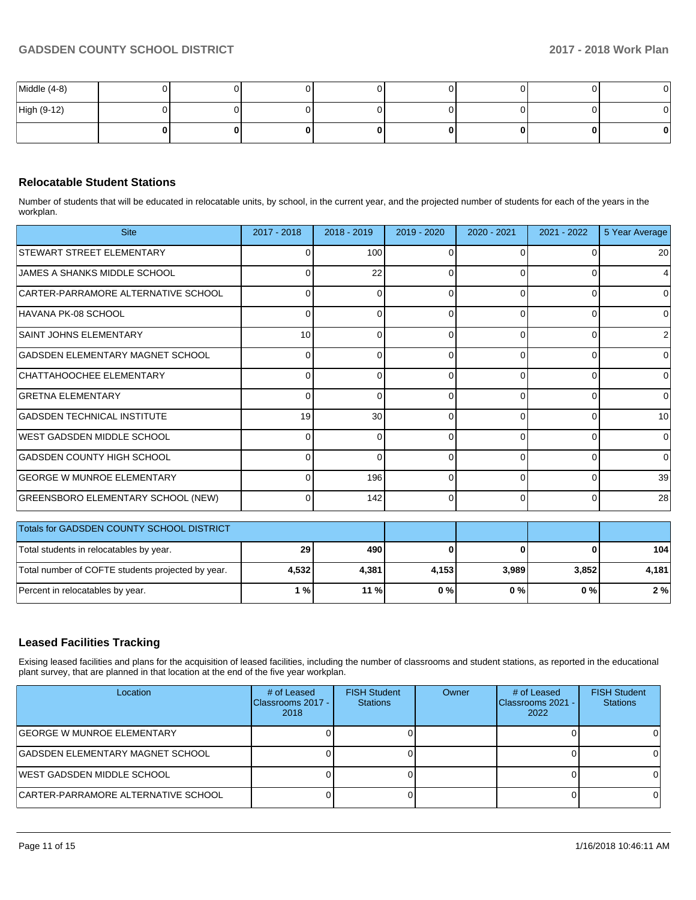| | | | | | | | | |
|---|---|---|---|---|---|---|---|---|
| Middle (4-8) | 0 | 0 | 0 | 0 | 0 | 0 | 0 | 0 |
| High (9-12) | 0 | 0 | 0 | 0 | 0 | 0 | 0 | 0 |
| | **0** | **0** | **0** | **0** | **0** | **0** | **0** | **0** |

## Relocatable Student Stations

Number of students that will be educated in relocatable units, by school, in the current year, and the projected number of students for each of the years in the workplan.

| Site | 2017 - 2018 | 2018 - 2019 | 2019 - 2020 | 2020 - 2021 | 2021 - 2022 | 5 Year Average |
|---|---|---|---|---|---|---|
| STEWART STREET ELEMENTARY | 0 | 100 | 0 | 0 | 0 | 20 |
| JAMES A SHANKS MIDDLE SCHOOL | 0 | 22 | 0 | 0 | 0 | 4 |
| CARTER-PARRAMORE ALTERNATIVE SCHOOL | 0 | 0 | 0 | 0 | 0 | 0 |
| HAVANA PK-08 SCHOOL | 0 | 0 | 0 | 0 | 0 | 0 |
| SAINT JOHNS ELEMENTARY | 10 | 0 | 0 | 0 | 0 | 2 |
| GADSDEN ELEMENTARY MAGNET SCHOOL | 0 | 0 | 0 | 0 | 0 | 0 |
| CHATTAHOOCHEE ELEMENTARY | 0 | 0 | 0 | 0 | 0 | 0 |
| GRETNA ELEMENTARY | 0 | 0 | 0 | 0 | 0 | 0 |
| GADSDEN TECHNICAL INSTITUTE | 19 | 30 | 0 | 0 | 0 | 10 |
| WEST GADSDEN MIDDLE SCHOOL | 0 | 0 | 0 | 0 | 0 | 0 |
| GADSDEN COUNTY HIGH SCHOOL | 0 | 0 | 0 | 0 | 0 | 0 |
| GEORGE W MUNROE ELEMENTARY | 0 | 196 | 0 | 0 | 0 | 39 |
| GREENSBORO ELEMENTARY SCHOOL (NEW) | 0 | 142 | 0 | 0 | 0 | 28 |

| Totals for GADSDEN COUNTY SCHOOL DISTRICT | | | | | | |
|---|---|---|---|---|---|---|
| Total students in relocatables by year. | **29** | **490** | **0** | **0** | **0** | **104** |
| Total number of COFTE students projected by year. | **4,532** | **4,381** | **4,153** | **3,989** | **3,852** | **4,181** |
| Percent in relocatables by year. | **1 %** | **11 %** | **0 %** | **0 %** | **0 %** | **2 %** |

## Leased Facilities Tracking

Exising leased facilities and plans for the acquisition of leased facilities, including the number of classrooms and student stations, as reported in the educational plant survey, that are planned in that location at the end of the five year workplan.

| Location | # of Leased Classrooms 2017 - 2018 | FISH Student Stations | Owner | # of Leased Classrooms 2021 - 2022 | FISH Student Stations |
|---|---|---|---|---|---|
| GEORGE W MUNROE ELEMENTARY | 0 | 0 | | 0 | 0 |
| GADSDEN ELEMENTARY MAGNET SCHOOL | 0 | 0 | | 0 | 0 |
| WEST GADSDEN MIDDLE SCHOOL | 0 | 0 | | 0 | 0 |
| CARTER-PARRAMORE ALTERNATIVE SCHOOL | 0 | 0 | | 0 | 0 |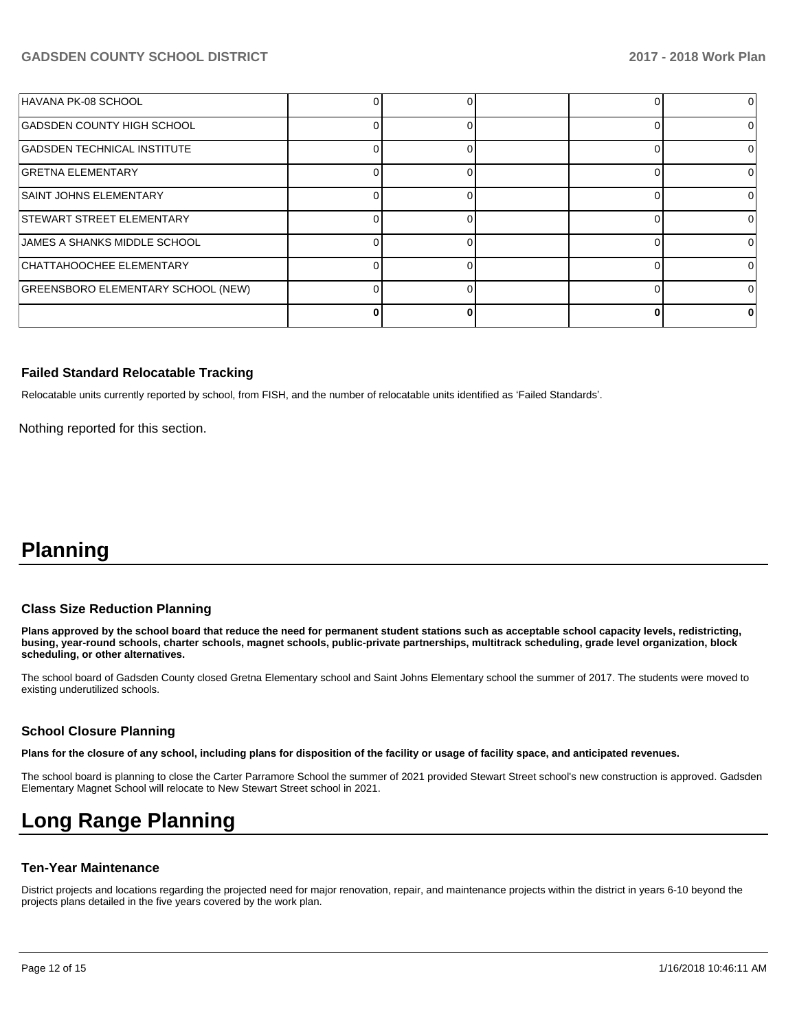| | | | | | |
|---|---|---|---|---|---|
| HAVANA PK-08 SCHOOL | 0 | 0 | | 0 | 0 |
| GADSDEN COUNTY HIGH SCHOOL | 0 | 0 | | 0 | 0 |
| GADSDEN TECHNICAL INSTITUTE | 0 | 0 | | 0 | 0 |
| GRETNA ELEMENTARY | 0 | 0 | | 0 | 0 |
| SAINT JOHNS ELEMENTARY | 0 | 0 | | 0 | 0 |
| STEWART STREET ELEMENTARY | 0 | 0 | | 0 | 0 |
| JAMES A SHANKS MIDDLE SCHOOL | 0 | 0 | | 0 | 0 |
| CHATTAHOOCHEE ELEMENTARY | 0 | 0 | | 0 | 0 |
| GREENSBORO ELEMENTARY SCHOOL (NEW) | 0 | 0 | | 0 | 0 |
| | **0** | **0** | | **0** | **0** |

### Failed Standard Relocatable Tracking

Relocatable units currently reported by school, from FISH, and the number of relocatable units identified as 'Failed Standards'.

Nothing reported for this section.

# Planning

### Class Size Reduction Planning

**Plans approved by the school board that reduce the need for permanent student stations such as acceptable school capacity levels, redistricting, busing, year-round schools, charter schools, magnet schools, public-private partnerships, multitrack scheduling, grade level organization, block scheduling, or other alternatives.**

The school board of Gadsden County closed Gretna Elementary school and Saint Johns Elementary school the summer of 2017. The students were moved to existing underutilized schools.

### School Closure Planning

**Plans for the closure of any school, including plans for disposition of the facility or usage of facility space, and anticipated revenues.**

The school board is planning to close the Carter Parramore School the summer of 2021 provided Stewart Street school's new construction is approved. Gadsden Elementary Magnet School will relocate to New Stewart Street school in 2021.

# Long Range Planning

### Ten-Year Maintenance

District projects and locations regarding the projected need for major renovation, repair, and maintenance projects within the district in years 6-10 beyond the projects plans detailed in the five years covered by the work plan.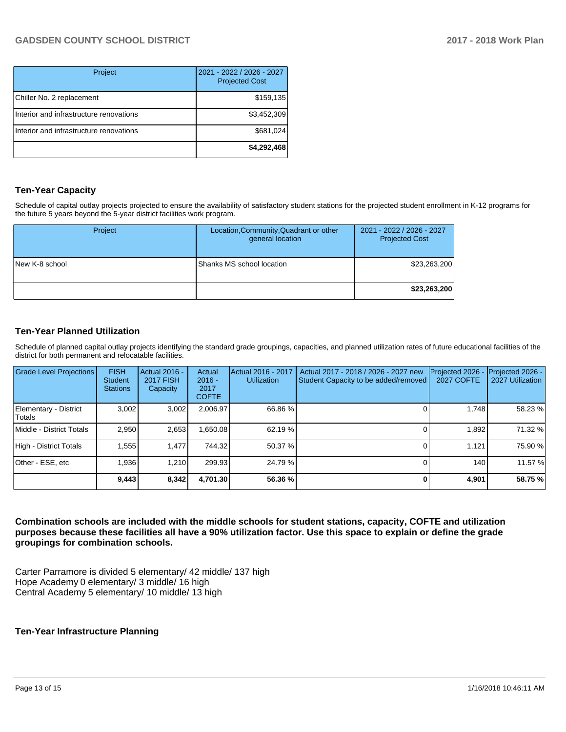| Project | 2021 - 2022 / 2026 - 2027 Projected Cost |
|---|---|
| Chiller No. 2 replacement | $159,135 |
| Interior and infrastructure renovations | $3,452,309 |
| Interior and infrastructure renovations | $681,024 |
| | **$4,292,468** |

## Ten-Year Capacity

Schedule of capital outlay projects projected to ensure the availability of satisfactory student stations for the projected student enrollment in K-12 programs for the future 5 years beyond the 5-year district facilities work program.

| Project | Location,Community,Quadrant or other general location | 2021 - 2022 / 2026 - 2027 Projected Cost |
|---|---|---|
| New K-8 school | Shanks MS school location | $23,263,200 |
| | | **$23,263,200** |

## Ten-Year Planned Utilization

Schedule of planned capital outlay projects identifying the standard grade groupings, capacities, and planned utilization rates of future educational facilities of the district for both permanent and relocatable facilities.

| Grade Level Projections | FISH Student Stations | Actual 2016 - 2017 FISH Capacity | Actual 2016 - 2017 COFTE | Actual 2016 - 2017 Utilization | Actual 2017 - 2018 / 2026 - 2027 new Student Capacity to be added/removed | Projected 2026 - 2027 COFTE | Projected 2026 - 2027 Utilization |
|---|---|---|---|---|---|---|---|
| Elementary - District Totals | 3,002 | 3,002 | 2,006.97 | 66.86 % | 0 | 1,748 | 58.23 % |
| Middle - District Totals | 2,950 | 2,653 | 1,650.08 | 62.19 % | 0 | 1,892 | 71.32 % |
| High - District Totals | 1,555 | 1,477 | 744.32 | 50.37 % | 0 | 1,121 | 75.90 % |
| Other - ESE, etc | 1,936 | 1,210 | 299.93 | 24.79 % | 0 | 140 | 11.57 % |
| | **9,443** | **8,342** | **4,701.30** | **56.36 %** | **0** | **4,901** | **58.75 %** |

**Combination schools are included with the middle schools for student stations, capacity, COFTE and utilization purposes because these facilities all have a 90% utilization factor. Use this space to explain or define the grade groupings for combination schools.**

Carter Parramore is divided 5 elementary/ 42 middle/ 137 high
Hope Academy 0 elementary/ 3 middle/ 16 high
Central Academy 5 elementary/ 10 middle/ 13 high

## Ten-Year Infrastructure Planning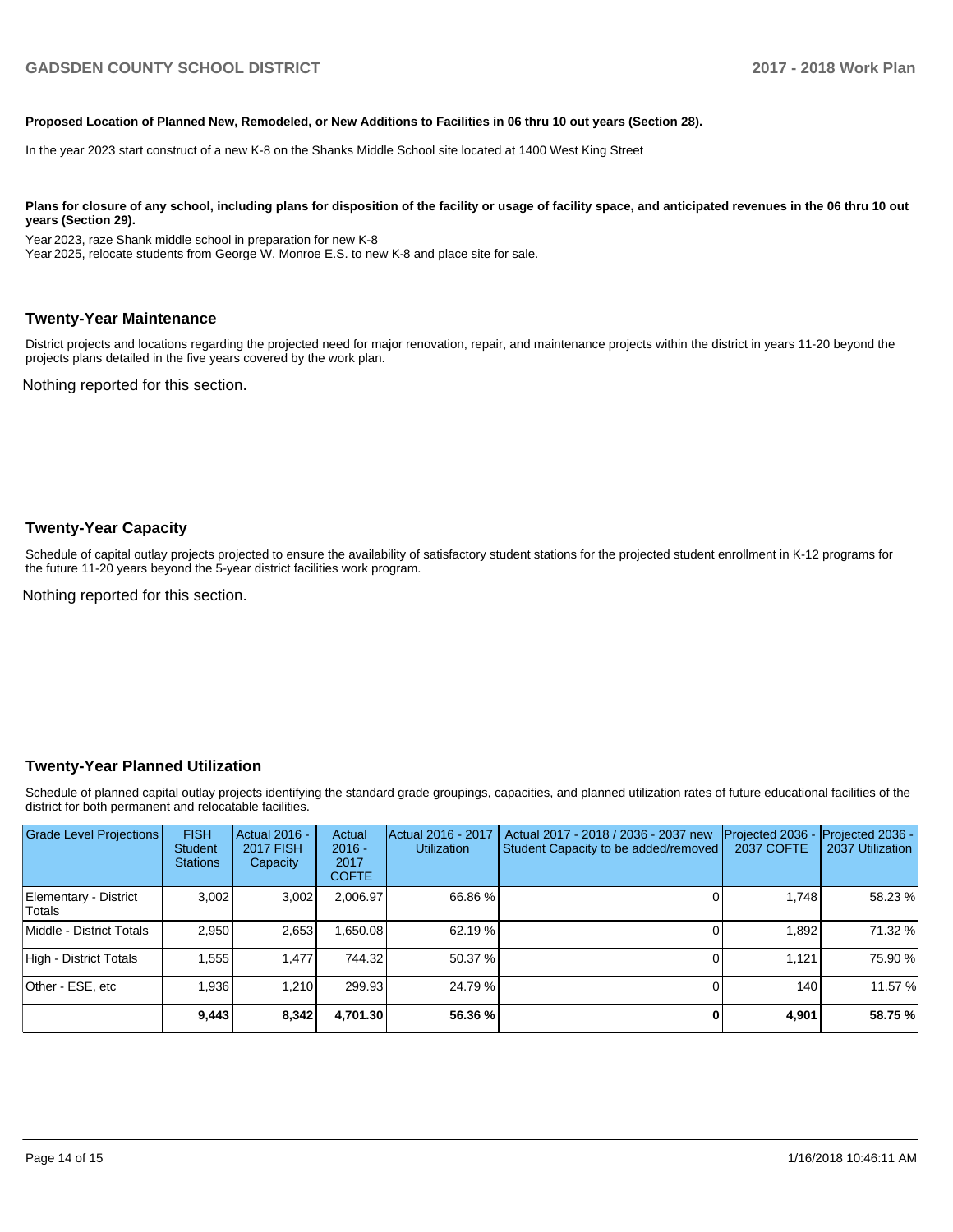**Proposed Location of Planned New, Remodeled, or New Additions to Facilities in 06 thru 10 out years (Section 28).**

In the year 2023 start construct of a new K-8 on the Shanks Middle School site located at 1400 West King Street

**Plans for closure of any school, including plans for disposition of the facility or usage of facility space, and anticipated revenues in the 06 thru 10 out years (Section 29).**

Year 2023, raze Shank middle school in preparation for new K-8
Year 2025, relocate students from George W. Monroe E.S. to new K-8 and place site for sale.

## Twenty-Year Maintenance

District projects and locations regarding the projected need for major renovation, repair, and maintenance projects within the district in years 11-20 beyond the projects plans detailed in the five years covered by the work plan.

Nothing reported for this section.

## Twenty-Year Capacity

Schedule of capital outlay projects projected to ensure the availability of satisfactory student stations for the projected student enrollment in K-12 programs for the future 11-20 years beyond the 5-year district facilities work program.

Nothing reported for this section.

## Twenty-Year Planned Utilization

Schedule of planned capital outlay projects identifying the standard grade groupings, capacities, and planned utilization rates of future educational facilities of the district for both permanent and relocatable facilities.

| Grade Level Projections | FISH Student Stations | Actual 2016 - 2017 FISH Capacity | Actual 2016 - 2017 COFTE | Actual 2016 - 2017 Utilization | Actual 2017 - 2018 / 2036 - 2037 new Student Capacity to be added/removed | Projected 2036 - 2037 COFTE | Projected 2036 - 2037 Utilization |
|---|---|---|---|---|---|---|---|
| Elementary - District Totals | 3,002 | 3,002 | 2,006.97 | 66.86 % | 0 | 1,748 | 58.23 % |
| Middle - District Totals | 2,950 | 2,653 | 1,650.08 | 62.19 % | 0 | 1,892 | 71.32 % |
| High - District Totals | 1,555 | 1,477 | 744.32 | 50.37 % | 0 | 1,121 | 75.90 % |
| Other - ESE, etc | 1,936 | 1,210 | 299.93 | 24.79 % | 0 | 140 | 11.57 % |
| | **9,443** | **8,342** | **4,701.30** | **56.36 %** | **0** | **4,901** | **58.75 %** |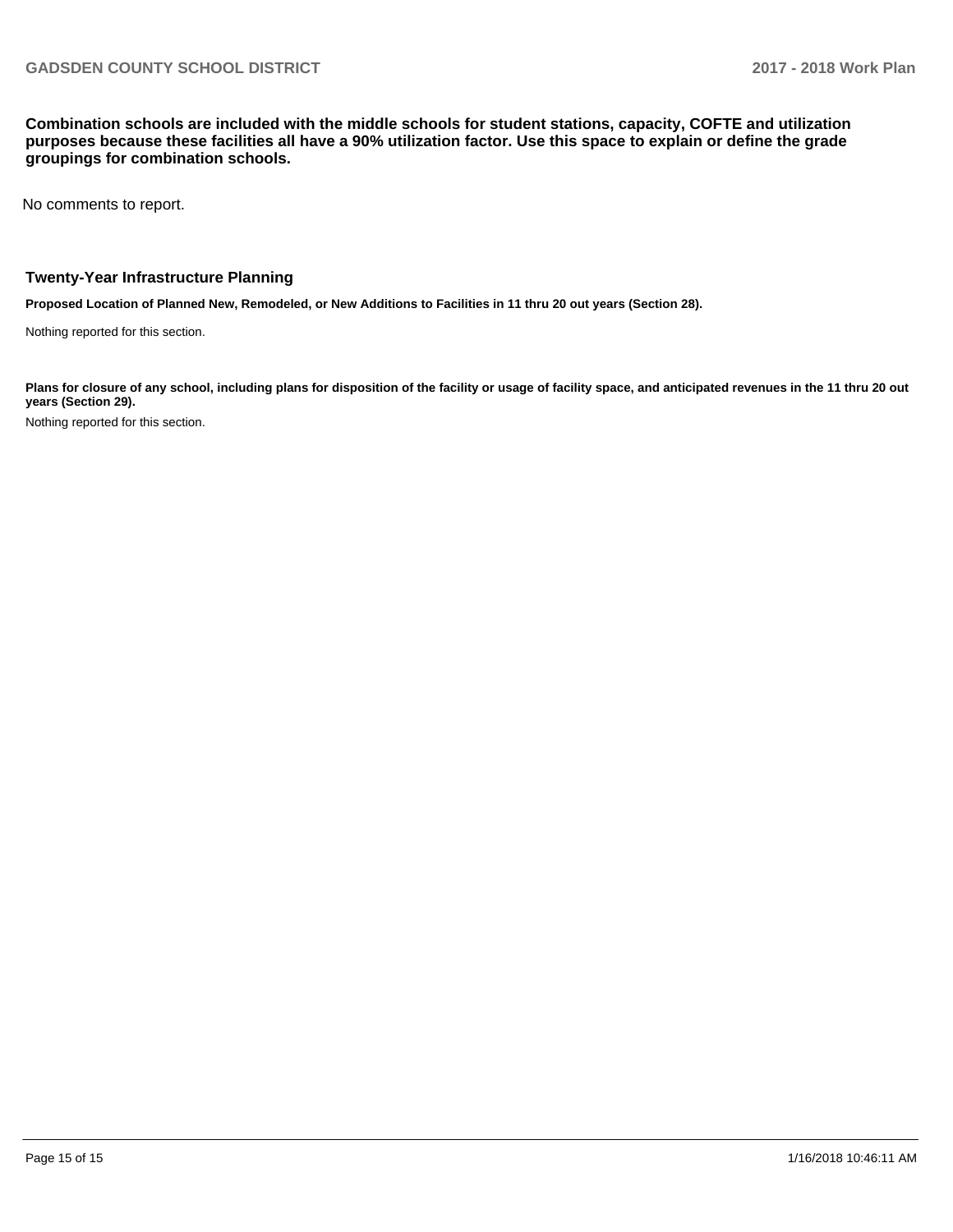**Combination schools are included with the middle schools for student stations, capacity, COFTE and utilization purposes because these facilities all have a 90% utilization factor. Use this space to explain or define the grade groupings for combination schools.**

No comments to report.

## Twenty-Year Infrastructure Planning

**Proposed Location of Planned New, Remodeled, or New Additions to Facilities in 11 thru 20 out years (Section 28).**

Nothing reported for this section.

**Plans for closure of any school, including plans for disposition of the facility or usage of facility space, and anticipated revenues in the 11 thru 20 out years (Section 29).**

Nothing reported for this section.